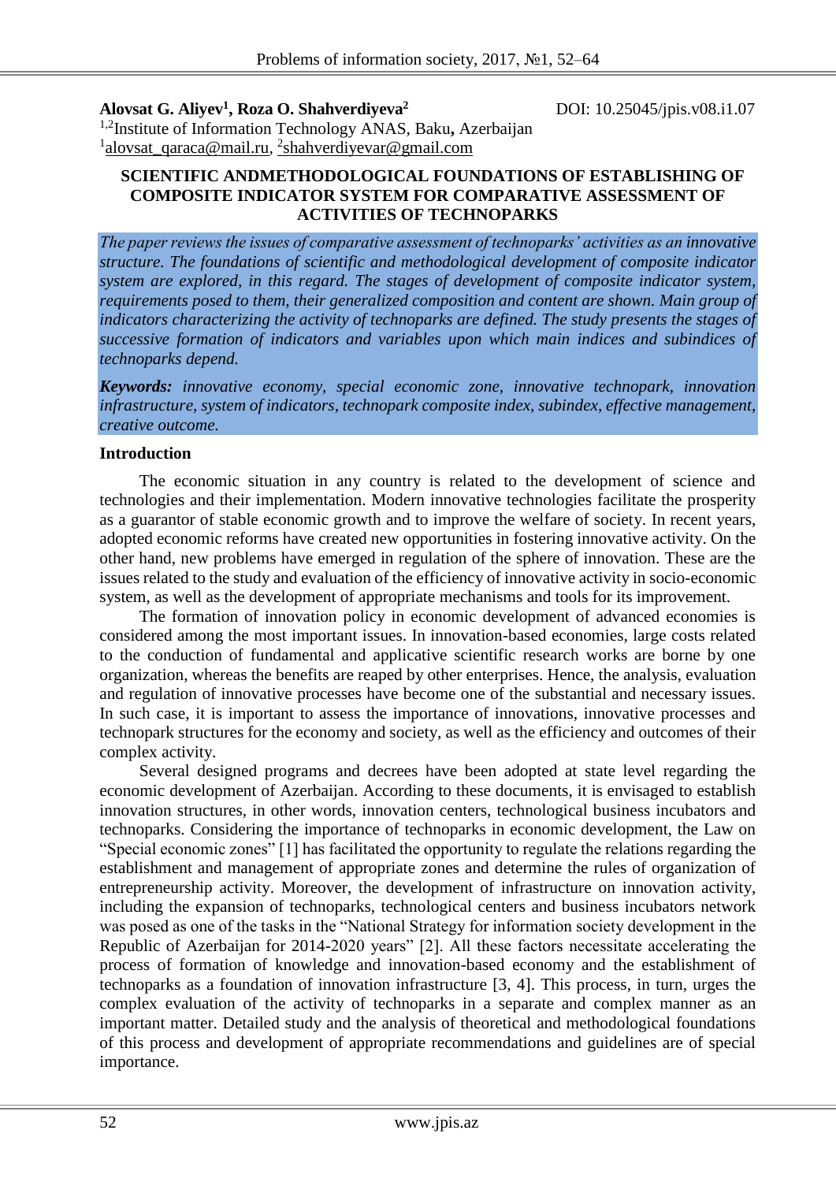**Alovsat G. Aliyev[1], Roza O. Shahverdiyeva[2]**

DOI: 10.25045/jpis.v08.i1.07

[1,2]Institute of Information Technology ANAS, Baku, Azerbaijan

[1]alovsat_qaraca@mail.ru, [2]shahverdiyevar@gmail.com

# SCIENTIFIC ANDMETHODOLOGICAL FOUNDATIONS OF ESTABLISHING OF COMPOSITE INDICATOR SYSTEM FOR COMPARATIVE ASSESSMENT OF ACTIVITIES OF TECHNOPARKS

*The paper reviews the issues of comparative assessment of technoparks' activities as an innovative structure. The foundations of scientific and methodological development of composite indicator system are explored, in this regard. The stages of development of composite indicator system, requirements posed to them, their generalized composition and content are shown. Main group of indicators characterizing the activity of technoparks are defined. The study presents the stages of successive formation of indicators and variables upon which main indices and subindices of technoparks depend.*

***Keywords:*** *innovative economy, special economic zone, innovative technopark, innovation infrastructure, system of indicators, technopark composite index, subindex, effective management, creative outcome.*

## Introduction

The economic situation in any country is related to the development of science and technologies and their implementation. Modern innovative technologies facilitate the prosperity as a guarantor of stable economic growth and to improve the welfare of society. In recent years, adopted economic reforms have created new opportunities in fostering innovative activity. On the other hand, new problems have emerged in regulation of the sphere of innovation. These are the issues related to the study and evaluation of the efficiency of innovative activity in socio-economic system, as well as the development of appropriate mechanisms and tools for its improvement.

The formation of innovation policy in economic development of advanced economies is considered among the most important issues. In innovation-based economies, large costs related to the conduction of fundamental and applicative scientific research works are borne by one organization, whereas the benefits are reaped by other enterprises. Hence, the analysis, evaluation and regulation of innovative processes have become one of the substantial and necessary issues. In such case, it is important to assess the importance of innovations, innovative processes and technopark structures for the economy and society, as well as the efficiency and outcomes of their complex activity.

Several designed programs and decrees have been adopted at state level regarding the economic development of Azerbaijan. According to these documents, it is envisaged to establish innovation structures, in other words, innovation centers, technological business incubators and technoparks. Considering the importance of technoparks in economic development, the Law on "Special economic zones" [1] has facilitated the opportunity to regulate the relations regarding the establishment and management of appropriate zones and determine the rules of organization of entrepreneurship activity. Moreover, the development of infrastructure on innovation activity, including the expansion of technoparks, technological centers and business incubators network was posed as one of the tasks in the "National Strategy for information society development in the Republic of Azerbaijan for 2014-2020 years" [2]. All these factors necessitate accelerating the process of formation of knowledge and innovation-based economy and the establishment of technoparks as a foundation of innovation infrastructure [3, 4]. This process, in turn, urges the complex evaluation of the activity of technoparks in a separate and complex manner as an important matter. Detailed study and the analysis of theoretical and methodological foundations of this process and development of appropriate recommendations and guidelines are of special importance.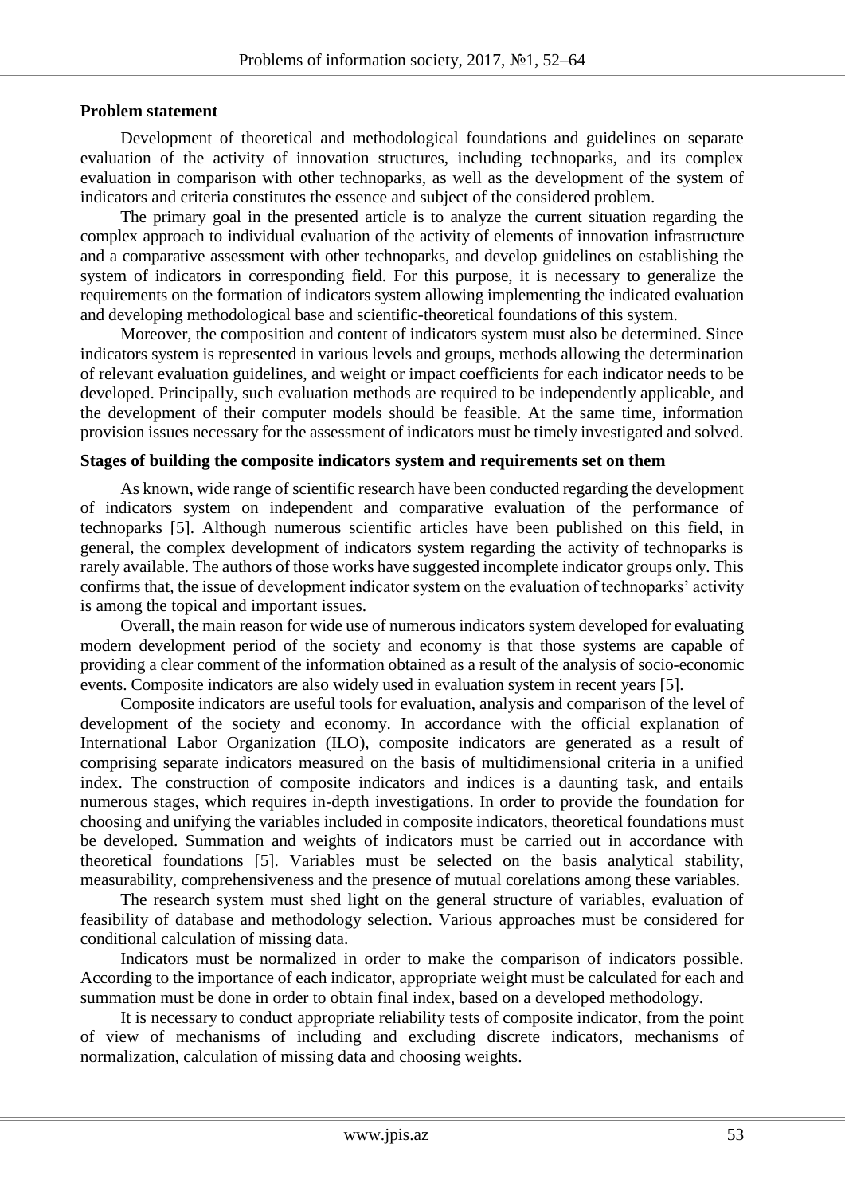**Problem statement**

Development of theoretical and methodological foundations and guidelines on separate evaluation of the activity of innovation structures, including technoparks, and its complex evaluation in comparison with other technoparks, as well as the development of the system of indicators and criteria constitutes the essence and subject of the considered problem.

The primary goal in the presented article is to analyze the current situation regarding the complex approach to individual evaluation of the activity of elements of innovation infrastructure and a comparative assessment with other technoparks, and develop guidelines on establishing the system of indicators in corresponding field. For this purpose, it is necessary to generalize the requirements on the formation of indicators system allowing implementing the indicated evaluation and developing methodological base and scientific-theoretical foundations of this system.

Moreover, the composition and content of indicators system must also be determined. Since indicators system is represented in various levels and groups, methods allowing the determination of relevant evaluation guidelines, and weight or impact coefficients for each indicator needs to be developed. Principally, such evaluation methods are required to be independently applicable, and the development of their computer models should be feasible. At the same time, information provision issues necessary for the assessment of indicators must be timely investigated and solved.

**Stages of building the composite indicators system and requirements set on them**

As known, wide range of scientific research have been conducted regarding the development of indicators system on independent and comparative evaluation of the performance of technoparks [5]. Although numerous scientific articles have been published on this field, in general, the complex development of indicators system regarding the activity of technoparks is rarely available. The authors of those works have suggested incomplete indicator groups only. This confirms that, the issue of development indicator system on the evaluation of technoparks' activity is among the topical and important issues.

Overall, the main reason for wide use of numerous indicators system developed for evaluating modern development period of the society and economy is that those systems are capable of providing a clear comment of the information obtained as a result of the analysis of socio-economic events. Composite indicators are also widely used in evaluation system in recent years [5].

Composite indicators are useful tools for evaluation, analysis and comparison of the level of development of the society and economy. In accordance with the official explanation of International Labor Organization (ILO), composite indicators are generated as a result of comprising separate indicators measured on the basis of multidimensional criteria in a unified index. The construction of composite indicators and indices is a daunting task, and entails numerous stages, which requires in-depth investigations. In order to provide the foundation for choosing and unifying the variables included in composite indicators, theoretical foundations must be developed. Summation and weights of indicators must be carried out in accordance with theoretical foundations [5]. Variables must be selected on the basis analytical stability, measurability, comprehensiveness and the presence of mutual corelations among these variables.

The research system must shed light on the general structure of variables, evaluation of feasibility of database and methodology selection. Various approaches must be considered for conditional calculation of missing data.

Indicators must be normalized in order to make the comparison of indicators possible. According to the importance of each indicator, appropriate weight must be calculated for each and summation must be done in order to obtain final index, based on a developed methodology.

It is necessary to conduct appropriate reliability tests of composite indicator, from the point of view of mechanisms of including and excluding discrete indicators, mechanisms of normalization, calculation of missing data and choosing weights.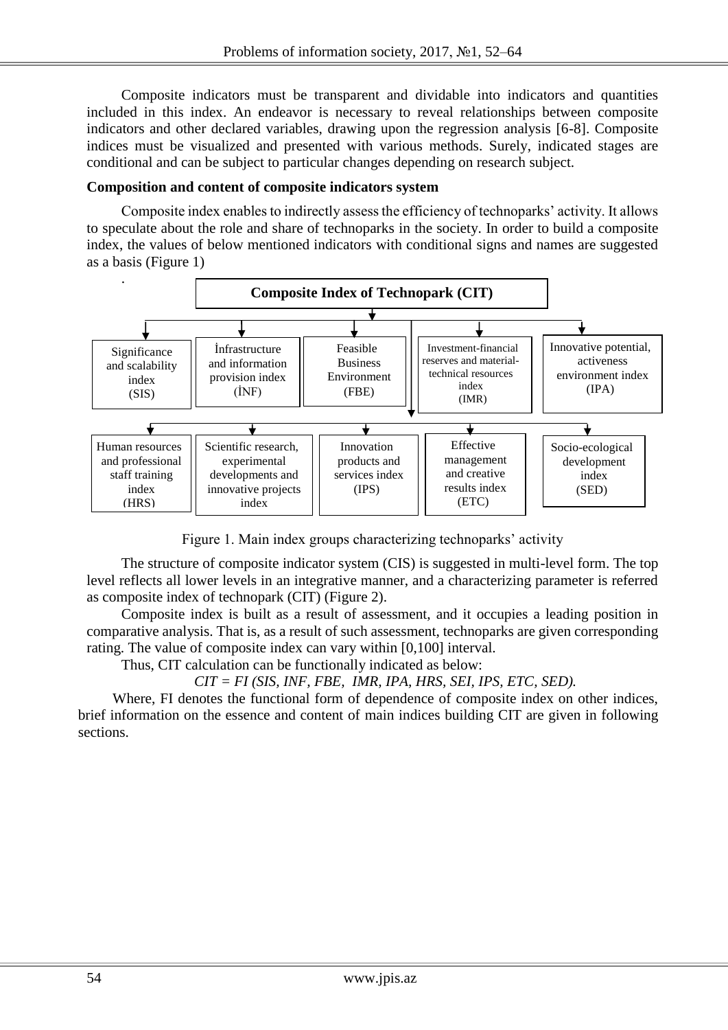Composite indicators must be transparent and dividable into indicators and quantities included in this index. An endeavor is necessary to reveal relationships between composite indicators and other declared variables, drawing upon the regression analysis [6-8]. Composite indices must be visualized and presented with various methods. Surely, indicated stages are conditional and can be subject to particular changes depending on research subject.

**Composition and content of composite indicators system**

Composite index enables to indirectly assess the efficiency of technoparks' activity. It allows to speculate about the role and share of technoparks in the society. In order to build a composite index, the values of below mentioned indicators with conditional signs and names are suggested as a basis (Figure 1)

**Composite Index of Technopark (CIT)**

- Significance and scalability index (SIS)
- İnfrastructure and information provision index (İNF)
- Feasible Business Environment (FBE)
- Investment-financial reserves and material-technical resources index (IMR)
- Innovative potential, activeness environment index (IPA)
- Human resources and professional staff training index (HRS)
- Scientific research, experimental developments and innovative projects index
- Innovation products and services index (IPS)
- Effective management and creative results index (ETC)
- Socio-ecological development index (SED)

Figure 1. Main index groups characterizing technoparks' activity

The structure of composite indicator system (CIS) is suggested in multi-level form. The top level reflects all lower levels in an integrative manner, and a characterizing parameter is referred as composite index of technopark (CIT) (Figure 2).

Composite index is built as a result of assessment, and it occupies a leading position in comparative analysis. That is, as a result of such assessment, technoparks are given corresponding rating. The value of composite index can vary within [0,100] interval.

Thus, CIT calculation can be functionally indicated as below:

$$CIT = FI\,(SIS, INF, FBE, IMR, IPA, HRS, SEI, IPS, ETC, SED).$$

Where, FI denotes the functional form of dependence of composite index on other indices, brief information on the essence and content of main indices building CIT are given in following sections.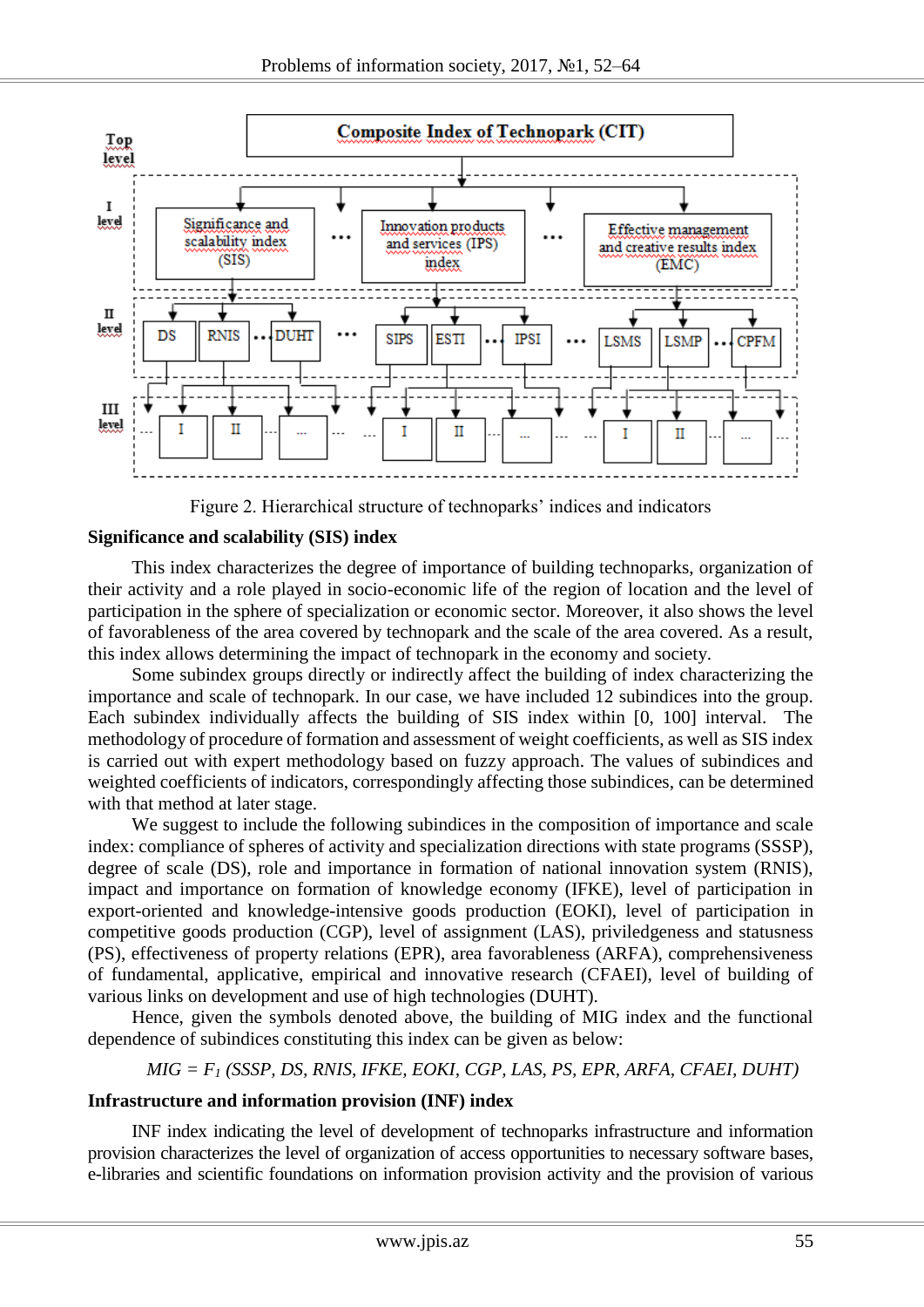Figure 2. Hierarchical structure of technoparks' indices and indicators

**Significance and scalability (SIS) index**

This index characterizes the degree of importance of building technoparks, organization of their activity and a role played in socio-economic life of the region of location and the level of participation in the sphere of specialization or economic sector. Moreover, it also shows the level of favorableness of the area covered by technopark and the scale of the area covered. As a result, this index allows determining the impact of technopark in the economy and society.

Some subindex groups directly or indirectly affect the building of index characterizing the importance and scale of technopark. In our case, we have included 12 subindices into the group. Each subindex individually affects the building of SIS index within [0, 100] interval. The methodology of procedure of formation and assessment of weight coefficients, as well as SIS index is carried out with expert methodology based on fuzzy approach. The values of subindices and weighted coefficients of indicators, correspondingly affecting those subindices, can be determined with that method at later stage.

We suggest to include the following subindices in the composition of importance and scale index: compliance of spheres of activity and specialization directions with state programs (SSSP), degree of scale (DS), role and importance in formation of national innovation system (RNIS), impact and importance on formation of knowledge economy (IFKE), level of participation in export-oriented and knowledge-intensive goods production (EOKI), level of participation in competitive goods production (CGP), level of assignment (LAS), priviledgeness and statusness (PS), effectiveness of property relations (EPR), area favorableness (ARFA), comprehensiveness of fundamental, applicative, empirical and innovative research (CFAEI), level of building of various links on development and use of high technologies (DUHT).

Hence, given the symbols denoted above, the building of MIG index and the functional dependence of subindices constituting this index can be given as below:

$$MIG = F_1\,(SSSP, DS, RNIS, IFKE, EOKI, CGP, LAS, PS, EPR, ARFA, CFAEI, DUHT)$$

**Infrastructure and information provision (INF) index**

INF index indicating the level of development of technoparks infrastructure and information provision characterizes the level of organization of access opportunities to necessary software bases, e-libraries and scientific foundations on information provision activity and the provision of various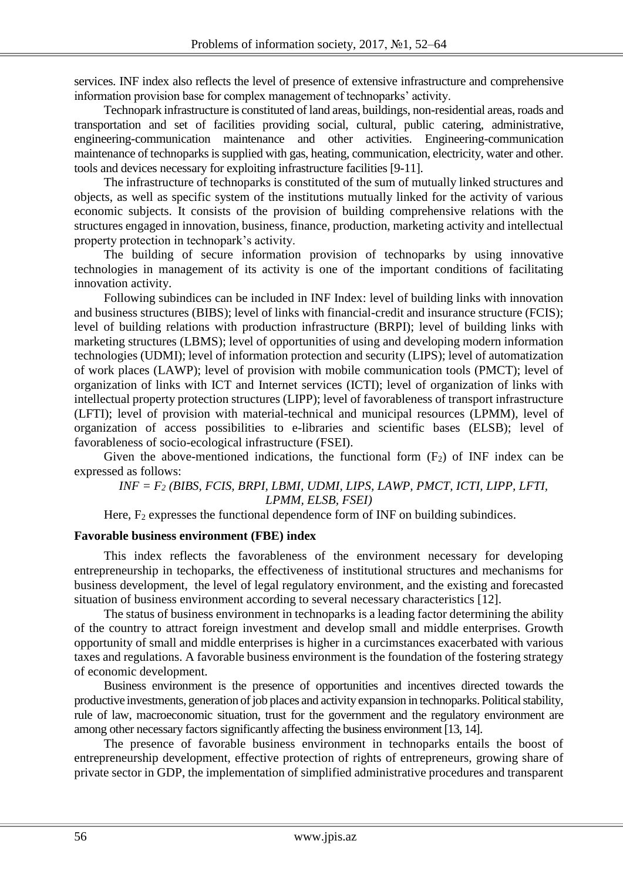services. INF index also reflects the level of presence of extensive infrastructure and comprehensive information provision base for complex management of technoparks' activity.

Technopark infrastructure is constituted of land areas, buildings, non-residential areas, roads and transportation and set of facilities providing social, cultural, public catering, administrative, engineering-communication maintenance and other activities. Engineering-communication maintenance of technoparks is supplied with gas, heating, communication, electricity, water and other. tools and devices necessary for exploiting infrastructure facilities [9-11].

The infrastructure of technoparks is constituted of the sum of mutually linked structures and objects, as well as specific system of the institutions mutually linked for the activity of various economic subjects. It consists of the provision of building comprehensive relations with the structures engaged in innovation, business, finance, production, marketing activity and intellectual property protection in technopark's activity.

The building of secure information provision of technoparks by using innovative technologies in management of its activity is one of the important conditions of facilitating innovation activity.

Following subindices can be included in INF Index: level of building links with innovation and business structures (BIBS); level of links with financial-credit and insurance structure (FCIS); level of building relations with production infrastructure (BRPI); level of building links with marketing structures (LBMS); level of opportunities of using and developing modern information technologies (UDMI); level of information protection and security (LIPS); level of automatization of work places (LAWP); level of provision with mobile communication tools (PMCT); level of organization of links with ICT and Internet services (ICTI); level of organization of links with intellectual property protection structures (LIPP); level of favorableness of transport infrastructure (LFTI); level of provision with material-technical and municipal resources (LPMM), level of organization of access possibilities to e-libraries and scientific bases (ELSB); level of favorableness of socio-ecological infrastructure (FSEI).

Given the above-mentioned indications, the functional form ($F_2$) of INF index can be expressed as follows:

$$INF = F_2\,(BIBS, FCIS, BRPI, LBMI, UDMI, LIPS, LAWP, PMCT, ICTI, LIPP, LFTI, LPMM, ELSB, FSEI)$$

Here, $F_2$ expresses the functional dependence form of INF on building subindices.

**Favorable business environment (FBE) index**

This index reflects the favorableness of the environment necessary for developing entrepreneurship in techoparks, the effectiveness of institutional structures and mechanisms for business development, the level of legal regulatory environment, and the existing and forecasted situation of business environment according to several necessary characteristics [12].

The status of business environment in technoparks is a leading factor determining the ability of the country to attract foreign investment and develop small and middle enterprises. Growth opportunity of small and middle enterprises is higher in a curcimstances exacerbated with various taxes and regulations. A favorable business environment is the foundation of the fostering strategy of economic development.

Business environment is the presence of opportunities and incentives directed towards the productive investments, generation of job places and activity expansion in technoparks. Political stability, rule of law, macroeconomic situation, trust for the government and the regulatory environment are among other necessary factors significantly affecting the business environment [13, 14].

The presence of favorable business environment in technoparks entails the boost of entrepreneurship development, effective protection of rights of entrepreneurs, growing share of private sector in GDP, the implementation of simplified administrative procedures and transparent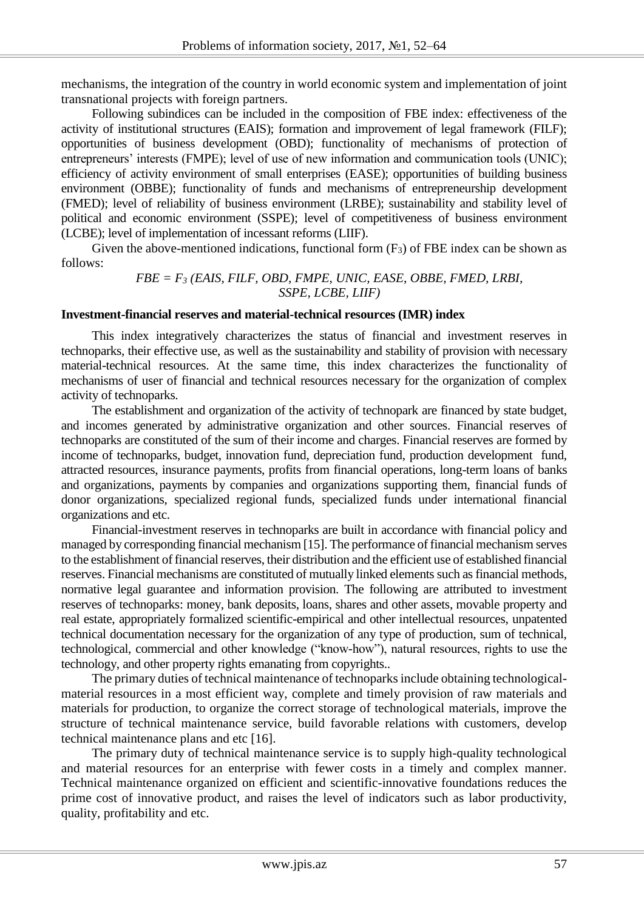mechanisms, the integration of the country in world economic system and implementation of joint transnational projects with foreign partners.

Following subindices can be included in the composition of FBE index: effectiveness of the activity of institutional structures (EAIS); formation and improvement of legal framework (FILF); opportunities of business development (OBD); functionality of mechanisms of protection of entrepreneurs' interests (FMPE); level of use of new information and communication tools (UNIC); efficiency of activity environment of small enterprises (EASE); opportunities of building business environment (OBBE); functionality of funds and mechanisms of entrepreneurship development (FMED); level of reliability of business environment (LRBE); sustainability and stability level of political and economic environment (SSPE); level of competitiveness of business environment (LCBE); level of implementation of incessant reforms (LIIF).

Given the above-mentioned indications, functional form ($F_3$) of FBE index can be shown as follows:

$$FBE = F_3\,(EAIS, FILF, OBD, FMPE, UNIC, EASE, OBBE, FMED, LRBI, SSPE, LCBE, LIIF)$$

**Investment-financial reserves and material-technical resources (IMR) index**

This index integratively characterizes the status of financial and investment reserves in technoparks, their effective use, as well as the sustainability and stability of provision with necessary material-technical resources. At the same time, this index characterizes the functionality of mechanisms of user of financial and technical resources necessary for the organization of complex activity of technoparks.

The establishment and organization of the activity of technopark are financed by state budget, and incomes generated by administrative organization and other sources. Financial reserves of technoparks are constituted of the sum of their income and charges. Financial reserves are formed by income of technoparks, budget, innovation fund, depreciation fund, production development fund, attracted resources, insurance payments, profits from financial operations, long-term loans of banks and organizations, payments by companies and organizations supporting them, financial funds of donor organizations, specialized regional funds, specialized funds under international financial organizations and etc.

Financial-investment reserves in technoparks are built in accordance with financial policy and managed by corresponding financial mechanism [15]. The performance of financial mechanism serves to the establishment of financial reserves, their distribution and the efficient use of established financial reserves. Financial mechanisms are constituted of mutually linked elements such as financial methods, normative legal guarantee and information provision. The following are attributed to investment reserves of technoparks: money, bank deposits, loans, shares and other assets, movable property and real estate, appropriately formalized scientific-empirical and other intellectual resources, unpatented technical documentation necessary for the organization of any type of production, sum of technical, technological, commercial and other knowledge ("know-how"), natural resources, rights to use the technology, and other property rights emanating from copyrights..

The primary duties of technical maintenance of technoparks include obtaining technological-material resources in a most efficient way, complete and timely provision of raw materials and materials for production, to organize the correct storage of technological materials, improve the structure of technical maintenance service, build favorable relations with customers, develop technical maintenance plans and etc [16].

The primary duty of technical maintenance service is to supply high-quality technological and material resources for an enterprise with fewer costs in a timely and complex manner. Technical maintenance organized on efficient and scientific-innovative foundations reduces the prime cost of innovative product, and raises the level of indicators such as labor productivity, quality, profitability and etc.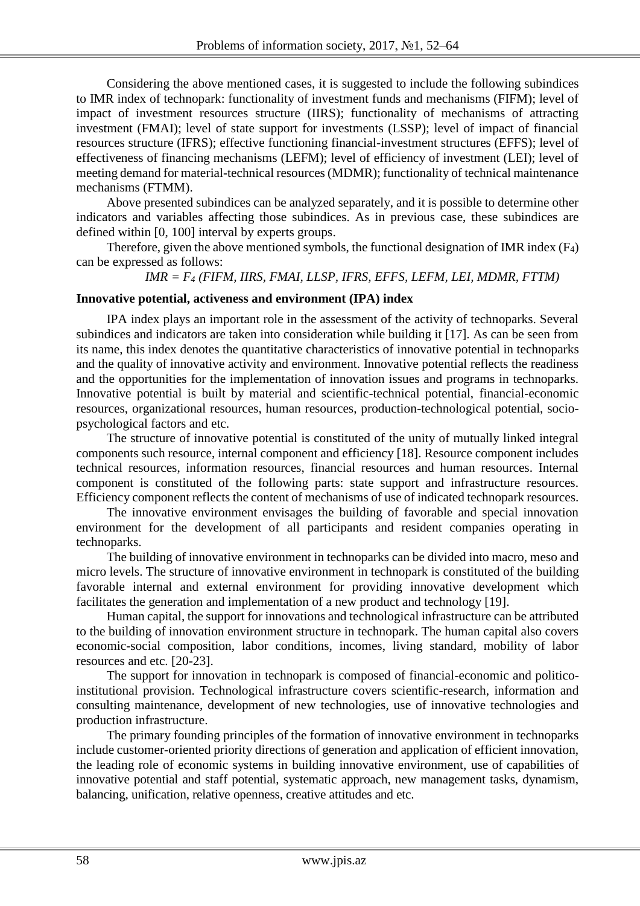Considering the above mentioned cases, it is suggested to include the following subindices to IMR index of technopark: functionality of investment funds and mechanisms (FIFM); level of impact of investment resources structure (IIRS); functionality of mechanisms of attracting investment (FMAI); level of state support for investments (LSSP); level of impact of financial resources structure (IFRS); effective functioning financial-investment structures (EFFS); level of effectiveness of financing mechanisms (LEFM); level of efficiency of investment (LEI); level of meeting demand for material-technical resources (MDMR); functionality of technical maintenance mechanisms (FTMM).

Above presented subindices can be analyzed separately, and it is possible to determine other indicators and variables affecting those subindices. As in previous case, these subindices are defined within [0, 100] interval by experts groups.

Therefore, given the above mentioned symbols, the functional designation of IMR index ($F_4$) can be expressed as follows:

$$IMR = F_4\,(FIFM, IIRS, FMAI, LLSP, IFRS, EFFS, LEFM, LEI, MDMR, FTTM)$$

**Innovative potential, activeness and environment (IPA) index**

IPA index plays an important role in the assessment of the activity of technoparks. Several subindices and indicators are taken into consideration while building it [17]. As can be seen from its name, this index denotes the quantitative characteristics of innovative potential in technoparks and the quality of innovative activity and environment. Innovative potential reflects the readiness and the opportunities for the implementation of innovation issues and programs in technoparks. Innovative potential is built by material and scientific-technical potential, financial-economic resources, organizational resources, human resources, production-technological potential, socio-psychological factors and etc.

The structure of innovative potential is constituted of the unity of mutually linked integral components such resource, internal component and efficiency [18]. Resource component includes technical resources, information resources, financial resources and human resources. Internal component is constituted of the following parts: state support and infrastructure resources. Efficiency component reflects the content of mechanisms of use of indicated technopark resources.

The innovative environment envisages the building of favorable and special innovation environment for the development of all participants and resident companies operating in technoparks.

The building of innovative environment in technoparks can be divided into macro, meso and micro levels. The structure of innovative environment in technopark is constituted of the building favorable internal and external environment for providing innovative development which facilitates the generation and implementation of a new product and technology [19].

Human capital, the support for innovations and technological infrastructure can be attributed to the building of innovation environment structure in technopark. The human capital also covers economic-social composition, labor conditions, incomes, living standard, mobility of labor resources and etc. [20-23].

The support for innovation in technopark is composed of financial-economic and politico-institutional provision. Technological infrastructure covers scientific-research, information and consulting maintenance, development of new technologies, use of innovative technologies and production infrastructure.

The primary founding principles of the formation of innovative environment in technoparks include customer-oriented priority directions of generation and application of efficient innovation, the leading role of economic systems in building innovative environment, use of capabilities of innovative potential and staff potential, systematic approach, new management tasks, dynamism, balancing, unification, relative openness, creative attitudes and etc.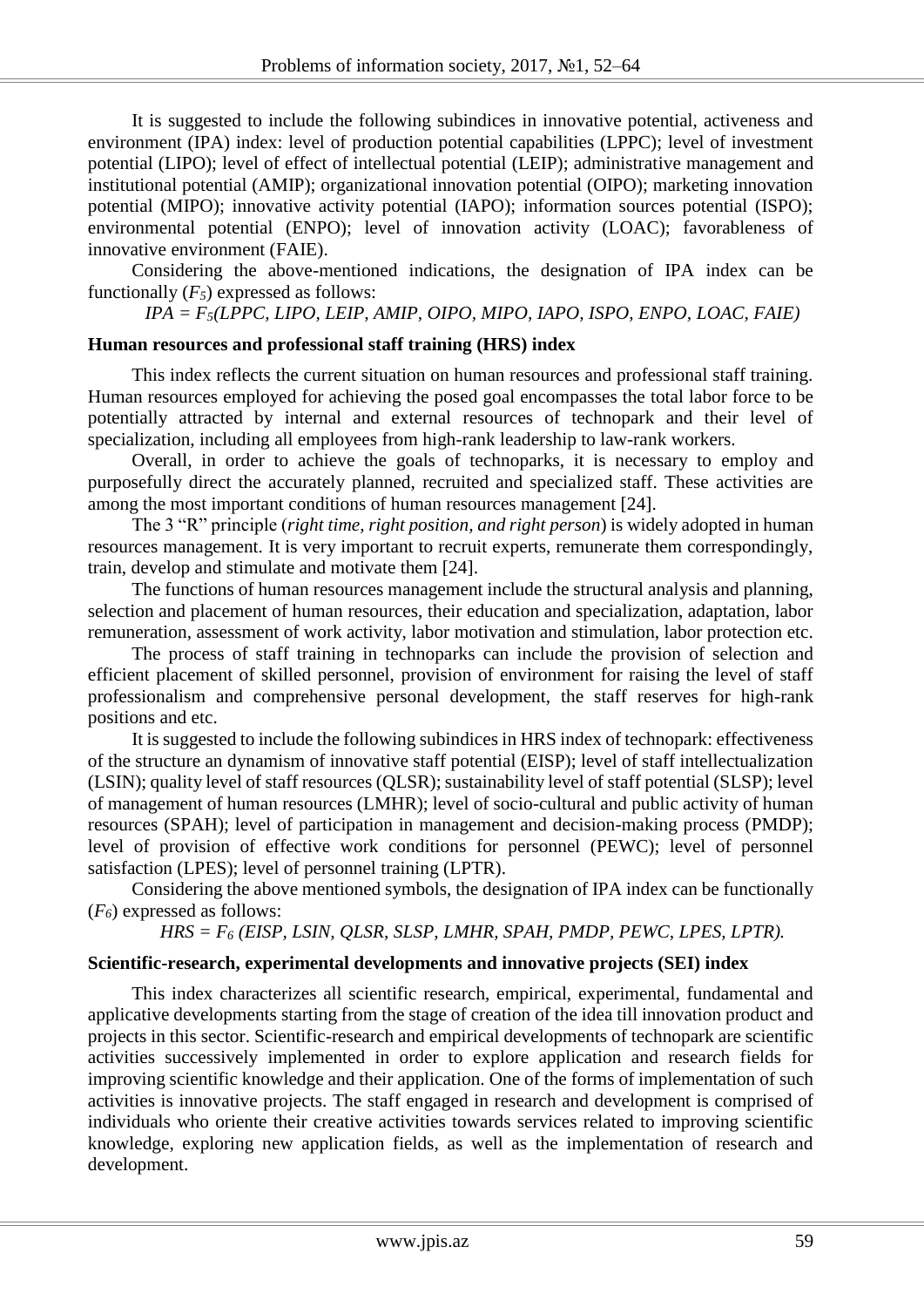It is suggested to include the following subindices in innovative potential, activeness and environment (IPA) index: level of production potential capabilities (LPPC); level of investment potential (LIPO); level of effect of intellectual potential (LEIP); administrative management and institutional potential (AMIP); organizational innovation potential (OIPO); marketing innovation potential (MIPO); innovative activity potential (IAPO); information sources potential (ISPO); environmental potential (ENPO); level of innovation activity (LOAC); favorableness of innovative environment (FAIE).

Considering the above-mentioned indications, the designation of IPA index can be functionally ($F_5$) expressed as follows:

$$IPA = F_5(LPPC, LIPO, LEIP, AMIP, OIPO, MIPO, IAPO, ISPO, ENPO, LOAC, FAIE)$$

### Human resources and professional staff training (HRS) index

This index reflects the current situation on human resources and professional staff training. Human resources employed for achieving the posed goal encompasses the total labor force to be potentially attracted by internal and external resources of technopark and their level of specialization, including all employees from high-rank leadership to law-rank workers.

Overall, in order to achieve the goals of technoparks, it is necessary to employ and purposefully direct the accurately planned, recruited and specialized staff. These activities are among the most important conditions of human resources management [24].

The 3 "R" principle (*right time, right position, and right person*) is widely adopted in human resources management. It is very important to recruit experts, remunerate them correspondingly, train, develop and stimulate and motivate them [24].

The functions of human resources management include the structural analysis and planning, selection and placement of human resources, their education and specialization, adaptation, labor remuneration, assessment of work activity, labor motivation and stimulation, labor protection etc.

The process of staff training in technoparks can include the provision of selection and efficient placement of skilled personnel, provision of environment for raising the level of staff professionalism and comprehensive personal development, the staff reserves for high-rank positions and etc.

It is suggested to include the following subindices in HRS index of technopark: effectiveness of the structure an dynamism of innovative staff potential (EISP); level of staff intellectualization (LSIN); quality level of staff resources (QLSR); sustainability level of staff potential (SLSP); level of management of human resources (LMHR); level of socio-cultural and public activity of human resources (SPAH); level of participation in management and decision-making process (PMDP); level of provision of effective work conditions for personnel (PEWC); level of personnel satisfaction (LPES); level of personnel training (LPTR).

Considering the above mentioned symbols, the designation of IPA index can be functionally ($F_6$) expressed as follows:

$$HRS = F_6(EISP, LSIN, QLSR, SLSP, LMHR, SPAH, PMDP, PEWC, LPES, LPTR).$$

### Scientific-research, experimental developments and innovative projects (SEI) index

This index characterizes all scientific research, empirical, experimental, fundamental and applicative developments starting from the stage of creation of the idea till innovation product and projects in this sector. Scientific-research and empirical developments of technopark are scientific activities successively implemented in order to explore application and research fields for improving scientific knowledge and their application. One of the forms of implementation of such activities is innovative projects. The staff engaged in research and development is comprised of individuals who oriente their creative activities towards services related to improving scientific knowledge, exploring new application fields, as well as the implementation of research and development.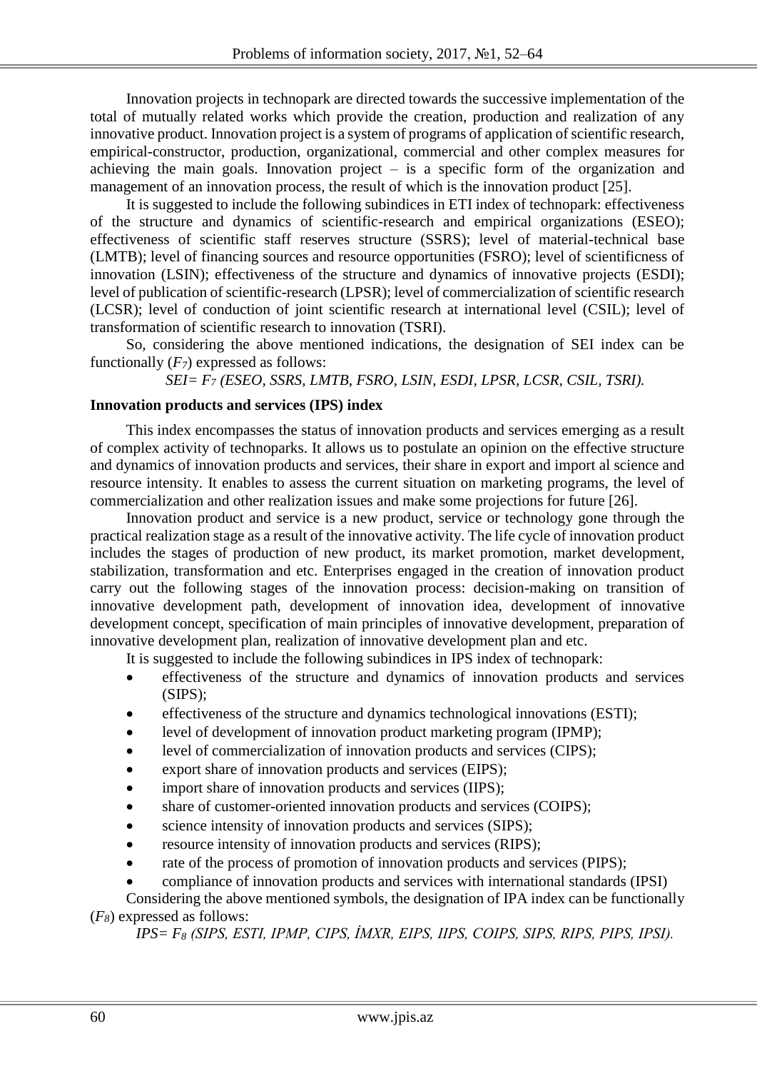Innovation projects in technopark are directed towards the successive implementation of the total of mutually related works which provide the creation, production and realization of any innovative product. Innovation project is a system of programs of application of scientific research, empirical-constructor, production, organizational, commercial and other complex measures for achieving the main goals. Innovation project – is a specific form of the organization and management of an innovation process, the result of which is the innovation product [25].

It is suggested to include the following subindices in ETI index of technopark: effectiveness of the structure and dynamics of scientific-research and empirical organizations (ESEO); effectiveness of scientific staff reserves structure (SSRS); level of material-technical base (LMTB); level of financing sources and resource opportunities (FSRO); level of scientificness of innovation (LSIN); effectiveness of the structure and dynamics of innovative projects (ESDI); level of publication of scientific-research (LPSR); level of commercialization of scientific research (LCSR); level of conduction of joint scientific research at international level (CSIL); level of transformation of scientific research to innovation (TSRI).

So, considering the above mentioned indications, the designation of SEI index can be functionally ($F_7$) expressed as follows:

$$SEI = F_7\,(ESEO, SSRS, LMTB, FSRO, LSIN, ESDI, LPSR, LCSR, CSIL, TSRI).$$

**Innovation products and services (IPS) index**

This index encompasses the status of innovation products and services emerging as a result of complex activity of technoparks. It allows us to postulate an opinion on the effective structure and dynamics of innovation products and services, their share in export and import al science and resource intensity. It enables to assess the current situation on marketing programs, the level of commercialization and other realization issues and make some projections for future [26].

Innovation product and service is a new product, service or technology gone through the practical realization stage as a result of the innovative activity. The life cycle of innovation product includes the stages of production of new product, its market promotion, market development, stabilization, transformation and etc. Enterprises engaged in the creation of innovation product carry out the following stages of the innovation process: decision-making on transition of innovative development path, development of innovation idea, development of innovative development concept, specification of main principles of innovative development, preparation of innovative development plan, realization of innovative development plan and etc.

It is suggested to include the following subindices in IPS index of technopark:

- effectiveness of the structure and dynamics of innovation products and services (SIPS);
- effectiveness of the structure and dynamics technological innovations (ESTI);
- level of development of innovation product marketing program (IPMP);
- level of commercialization of innovation products and services (CIPS);
- export share of innovation products and services (EIPS);
- import share of innovation products and services (IIPS);
- share of customer-oriented innovation products and services (COIPS);
- science intensity of innovation products and services (SIPS);
- resource intensity of innovation products and services (RIPS);
- rate of the process of promotion of innovation products and services (PIPS);
- compliance of innovation products and services with international standards (IPSI)

Considering the above mentioned symbols, the designation of IPA index can be functionally ($F_8$) expressed as follows:

$$IPS = F_8\,(SIPS, ESTI, IPMP, CIPS, \dot{I}MXR, EIPS, IIPS, COIPS, SIPS, RIPS, PIPS, IPSI).$$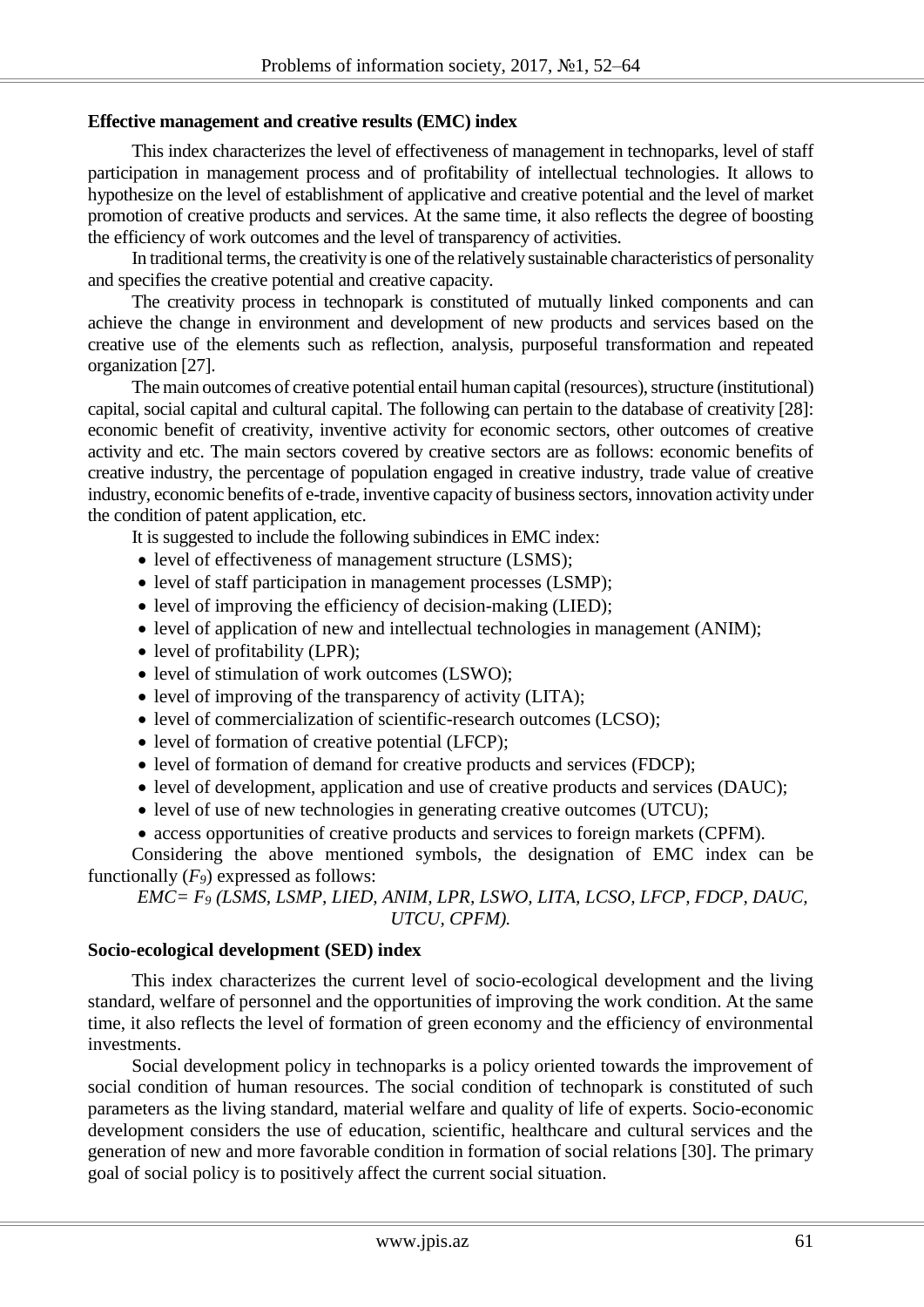**Effective management and creative results (EMC) index**

This index characterizes the level of effectiveness of management in technoparks, level of staff participation in management process and of profitability of intellectual technologies. It allows to hypothesize on the level of establishment of applicative and creative potential and the level of market promotion of creative products and services. At the same time, it also reflects the degree of boosting the efficiency of work outcomes and the level of transparency of activities.

In traditional terms, the creativity is one of the relatively sustainable characteristics of personality and specifies the creative potential and creative capacity.

The creativity process in technopark is constituted of mutually linked components and can achieve the change in environment and development of new products and services based on the creative use of the elements such as reflection, analysis, purposeful transformation and repeated organization [27].

The main outcomes of creative potential entail human capital (resources), structure (institutional) capital, social capital and cultural capital. The following can pertain to the database of creativity [28]: economic benefit of creativity, inventive activity for economic sectors, other outcomes of creative activity and etc. The main sectors covered by creative sectors are as follows: economic benefits of creative industry, the percentage of population engaged in creative industry, trade value of creative industry, economic benefits of e-trade, inventive capacity of business sectors, innovation activity under the condition of patent application, etc.

It is suggested to include the following subindices in EMC index:

- level of effectiveness of management structure (LSMS);
- level of staff participation in management processes (LSMP);
- level of improving the efficiency of decision-making (LIED);
- level of application of new and intellectual technologies in management (ANIM);
- level of profitability (LPR);
- level of stimulation of work outcomes (LSWO);
- level of improving of the transparency of activity (LITA);
- level of commercialization of scientific-research outcomes (LCSO);
- level of formation of creative potential (LFCP);
- level of formation of demand for creative products and services (FDCP);
- level of development, application and use of creative products and services (DAUC);
- level of use of new technologies in generating creative outcomes (UTCU);
- access opportunities of creative products and services to foreign markets (CPFM).

Considering the above mentioned symbols, the designation of EMC index can be functionally ($F_9$) expressed as follows:

$$EMC = F_9\,(LSMS, LSMP, LIED, ANIM, LPR, LSWO, LITA, LCSO, LFCP, FDCP, DAUC, UTCU, CPFM).$$

**Socio-ecological development (SED) index**

This index characterizes the current level of socio-ecological development and the living standard, welfare of personnel and the opportunities of improving the work condition. At the same time, it also reflects the level of formation of green economy and the efficiency of environmental investments.

Social development policy in technoparks is a policy oriented towards the improvement of social condition of human resources. The social condition of technopark is constituted of such parameters as the living standard, material welfare and quality of life of experts. Socio-economic development considers the use of education, scientific, healthcare and cultural services and the generation of new and more favorable condition in formation of social relations [30]. The primary goal of social policy is to positively affect the current social situation.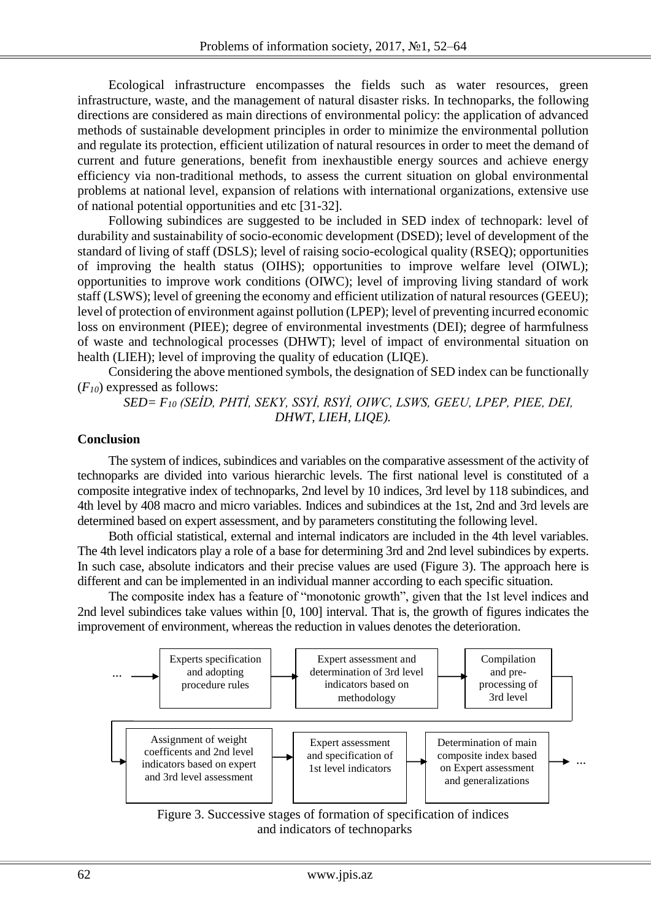Ecological infrastructure encompasses the fields such as water resources, green infrastructure, waste, and the management of natural disaster risks. In technoparks, the following directions are considered as main directions of environmental policy: the application of advanced methods of sustainable development principles in order to minimize the environmental pollution and regulate its protection, efficient utilization of natural resources in order to meet the demand of current and future generations, benefit from inexhaustible energy sources and achieve energy efficiency via non-traditional methods, to assess the current situation on global environmental problems at national level, expansion of relations with international organizations, extensive use of national potential opportunities and etc [31-32].

Following subindices are suggested to be included in SED index of technopark: level of durability and sustainability of socio-economic development (DSED); level of development of the standard of living of staff (DSLS); level of raising socio-ecological quality (RSEQ); opportunities of improving the health status (OIHS); opportunities to improve welfare level (OIWL); opportunities to improve work conditions (OIWC); level of improving living standard of work staff (LSWS); level of greening the economy and efficient utilization of natural resources (GEEU); level of protection of environment against pollution (LPEP); level of preventing incurred economic loss on environment (PIEE); degree of environmental investments (DEI); degree of harmfulness of waste and technological processes (DHWT); level of impact of environmental situation on health (LIEH); level of improving the quality of education (LIQE).

Considering the above mentioned symbols, the designation of SED index can be functionally ($F_{10}$) expressed as follows:

*SED= $F_{10}$ (SEİD, PHTİ, SEKY, SSYİ, RSYİ, OIWC, LSWS, GEEU, LPEP, PIEE, DEI, DHWT, LIEH, LIQE).*

## Conclusion

The system of indices, subindices and variables on the comparative assessment of the activity of technoparks are divided into various hierarchic levels. The first national level is constituted of a composite integrative index of technoparks, 2nd level by 10 indices, 3rd level by 118 subindices, and 4th level by 408 macro and micro variables. Indices and subindices at the 1st, 2nd and 3rd levels are determined based on expert assessment, and by parameters constituting the following level.

Both official statistical, external and internal indicators are included in the 4th level variables. The 4th level indicators play a role of a base for determining 3rd and 2nd level subindices by experts. In such case, absolute indicators and their precise values are used (Figure 3). The approach here is different and can be implemented in an individual manner according to each specific situation.

The composite index has a feature of "monotonic growth", given that the 1st level indices and 2nd level subindices take values within [0, 100] interval. That is, the growth of figures indicates the improvement of environment, whereas the reduction in values denotes the deterioration.

... → Experts specification and adopting procedure rules → Expert assessment and determination of 3rd level indicators based on methodology → Compilation and pre-processing of 3rd level → Assignment of weight coefficents and 2nd level indicators based on expert and 3rd level assessment → Expert assessment and specification of 1st level indicators → Determination of main composite index based on Expert assessment and generalizations → ...

Figure 3. Successive stages of formation of specification of indices and indicators of technoparks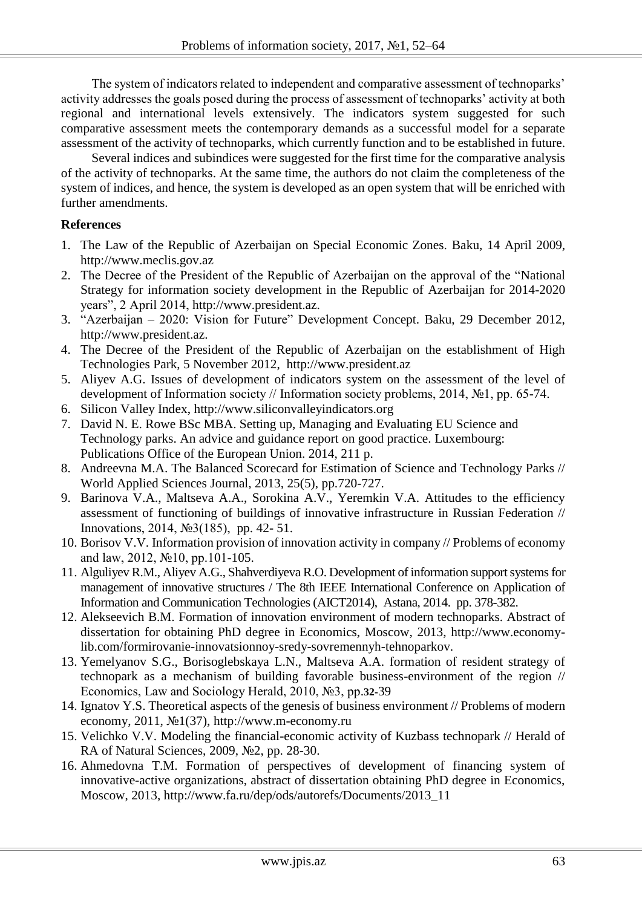The system of indicators related to independent and comparative assessment of technoparks' activity addresses the goals posed during the process of assessment of technoparks' activity at both regional and international levels extensively. The indicators system suggested for such comparative assessment meets the contemporary demands as a successful model for a separate assessment of the activity of technoparks, which currently function and to be established in future.

Several indices and subindices were suggested for the first time for the comparative analysis of the activity of technoparks. At the same time, the authors do not claim the completeness of the system of indices, and hence, the system is developed as an open system that will be enriched with further amendments.

**References**

1. The Law of the Republic of Azerbaijan on Special Economic Zones. Baku, 14 April 2009, http://www.meclis.gov.az
2. The Decree of the President of the Republic of Azerbaijan on the approval of the "National Strategy for information society development in the Republic of Azerbaijan for 2014-2020 years", 2 April 2014, http://www.president.az.
3. "Azerbaijan – 2020: Vision for Future" Development Concept. Baku, 29 December 2012, http://www.president.az.
4. The Decree of the President of the Republic of Azerbaijan on the establishment of High Technologies Park, 5 November 2012, http://www.president.az
5. Aliyev A.G. Issues of development of indicators system on the assessment of the level of development of Information society // Information society problems, 2014, №1, pp. 65-74.
6. Silicon Valley Index, http://www.siliconvalleyindicators.org
7. David N. E. Rowe BSc MBA. Setting up, Managing and Evaluating EU Science and Technology parks. An advice and guidance report on good practice. Luxembourg: Publications Office of the European Union. 2014, 211 p.
8. Andreevna M.A. The Balanced Scorecard for Estimation of Science and Technology Parks // World Applied Sciences Journal, 2013, 25(5), pp.720-727.
9. Barinova V.A., Maltseva A.A., Sorokina A.V., Yeremkin V.A. Attitudes to the efficiency assessment of functioning of buildings of innovative infrastructure in Russian Federation // Innovations, 2014, №3(185), pp. 42- 51.
10. Borisov V.V. Information provision of innovation activity in company // Problems of economy and law, 2012, №10, pp.101-105.
11. Alguliyev R.M., Aliyev A.G., Shahverdiyeva R.O. Development of information support systems for management of innovative structures / The 8th IEEE International Conference on Application of Information and Communication Technologies (AICT2014), Astana, 2014. pp. 378-382.
12. Alekseevich B.M. Formation of innovation environment of modern technoparks. Abstract of dissertation for obtaining PhD degree in Economics, Moscow, 2013, http://www.economy-lib.com/formirovanie-innovatsionnoy-sredy-sovremennyh-tehnoparkov.
13. Yemelyanov S.G., Borisoglebskaya L.N., Maltseva A.A. formation of resident strategy of technopark as a mechanism of building favorable business-environment of the region // Economics, Law and Sociology Herald, 2010, №3, pp.32-39
14. Ignatov Y.S. Theoretical aspects of the genesis of business environment // Problems of modern economy, 2011, №1(37), http://www.m-economy.ru
15. Velichko V.V. Modeling the financial-economic activity of Kuzbass technopark // Herald of RA of Natural Sciences, 2009, №2, pp. 28-30.
16. Ahmedovna T.M. Formation of perspectives of development of financing system of innovative-active organizations, abstract of dissertation obtaining PhD degree in Economics, Moscow, 2013, http://www.fa.ru/dep/ods/autorefs/Documents/2013_11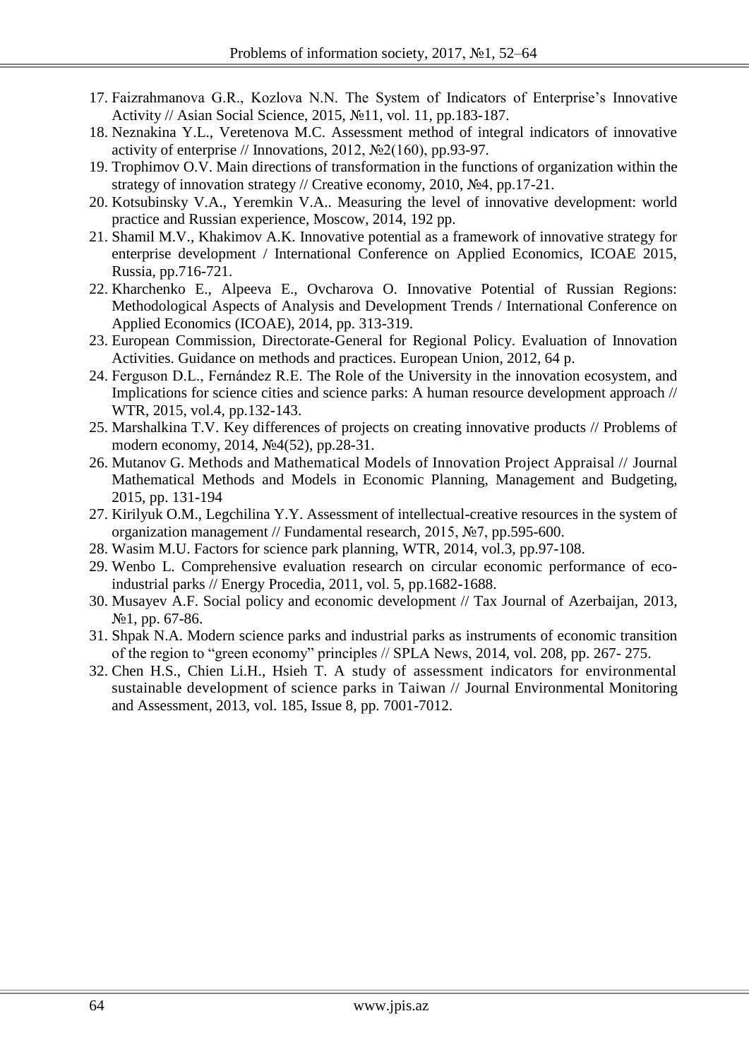17. Faizrahmanova G.R., Kozlova N.N. The System of Indicators of Enterprise's Innovative Activity // Asian Social Science, 2015, №11, vol. 11, pp.183-187.
18. Neznakina Y.L., Veretenova M.C. Assessment method of integral indicators of innovative activity of enterprise // Innovations, 2012, №2(160), pp.93-97.
19. Trophimov O.V. Main directions of transformation in the functions of organization within the strategy of innovation strategy // Creative economy, 2010, №4, pp.17-21.
20. Kotsubinsky V.A., Yeremkin V.A.. Measuring the level of innovative development: world practice and Russian experience, Moscow, 2014, 192 pp.
21. Shamil M.V., Khakimov A.K. Innovative potential as a framework of innovative strategy for enterprise development / International Conference on Applied Economics, ICOAE 2015, Russia, pp.716-721.
22. Kharchenko E., Alpeeva E., Ovcharova O. Innovative Potential of Russian Regions: Methodological Aspects of Analysis and Development Trends / International Conference on Applied Economics (ICOAE), 2014, pp. 313-319.
23. European Commission, Directorate-General for Regional Policy. Evaluation of Innovation Activities. Guidance on methods and practices. European Union, 2012, 64 p.
24. Ferguson D.L., Fernández R.E. The Role of the University in the innovation ecosystem, and Implications for science cities and science parks: A human resource development approach // WTR, 2015, vol.4, pp.132-143.
25. Marshalkina T.V. Key differences of projects on creating innovative products // Problems of modern economy, 2014, №4(52), pp.28-31.
26. Mutanov G. Methods and Mathematical Models of Innovation Project Appraisal // Journal Mathematical Methods and Models in Economic Planning, Management and Budgeting, 2015, pp. 131-194
27. Kirilyuk O.M., Legchilina Y.Y. Assessment of intellectual-creative resources in the system of organization management // Fundamental research, 2015, №7, pp.595-600.
28. Wasim M.U. Factors for science park planning, WTR, 2014, vol.3, pp.97-108.
29. Wenbo L. Comprehensive evaluation research on circular economic performance of eco-industrial parks // Energy Procedia, 2011, vol. 5, pp.1682-1688.
30. Musayev A.F. Social policy and economic development // Tax Journal of Azerbaijan, 2013, №1, pp. 67-86.
31. Shpak N.A. Modern science parks and industrial parks as instruments of economic transition of the region to "green economy" principles // SPLA News, 2014, vol. 208, pp. 267- 275.
32. Chen H.S., Chien Li.H., Hsieh T. A study of assessment indicators for environmental sustainable development of science parks in Taiwan // Journal Environmental Monitoring and Assessment, 2013, vol. 185, Issue 8, pp. 7001-7012.